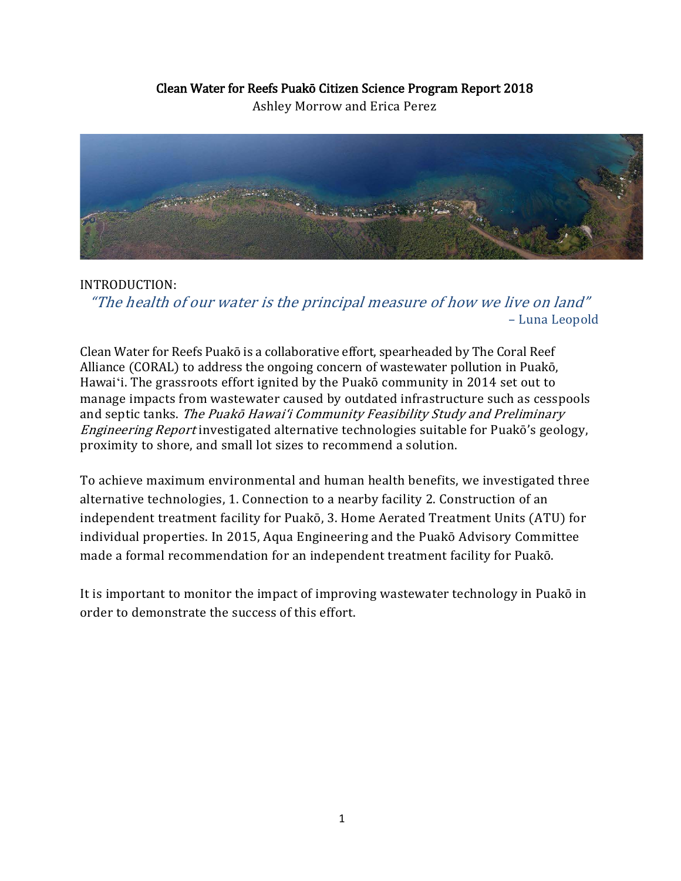# Clean Water for Reefs Puakō Citizen Science Program Report 2018

Ashley Morrow and Erica Perez

INTRODUCTION:

*"The health of our water is the principal measure of how we live on land"*
– Luna Leopold

Clean Water for Reefs Puakō is a collaborative effort, spearheaded by The Coral Reef Alliance (CORAL) to address the ongoing concern of wastewater pollution in Puakō, Hawai'i. The grassroots effort ignited by the Puakō community in 2014 set out to manage impacts from wastewater caused by outdated infrastructure such as cesspools and septic tanks. *The Puakō Hawai'i Community Feasibility Study and Preliminary Engineering Report* investigated alternative technologies suitable for Puakō's geology, proximity to shore, and small lot sizes to recommend a solution.

To achieve maximum environmental and human health benefits, we investigated three alternative technologies, 1. Connection to a nearby facility 2. Construction of an independent treatment facility for Puakō, 3. Home Aerated Treatment Units (ATU) for individual properties. In 2015, Aqua Engineering and the Puakō Advisory Committee made a formal recommendation for an independent treatment facility for Puakō.

It is important to monitor the impact of improving wastewater technology in Puakō in order to demonstrate the success of this effort.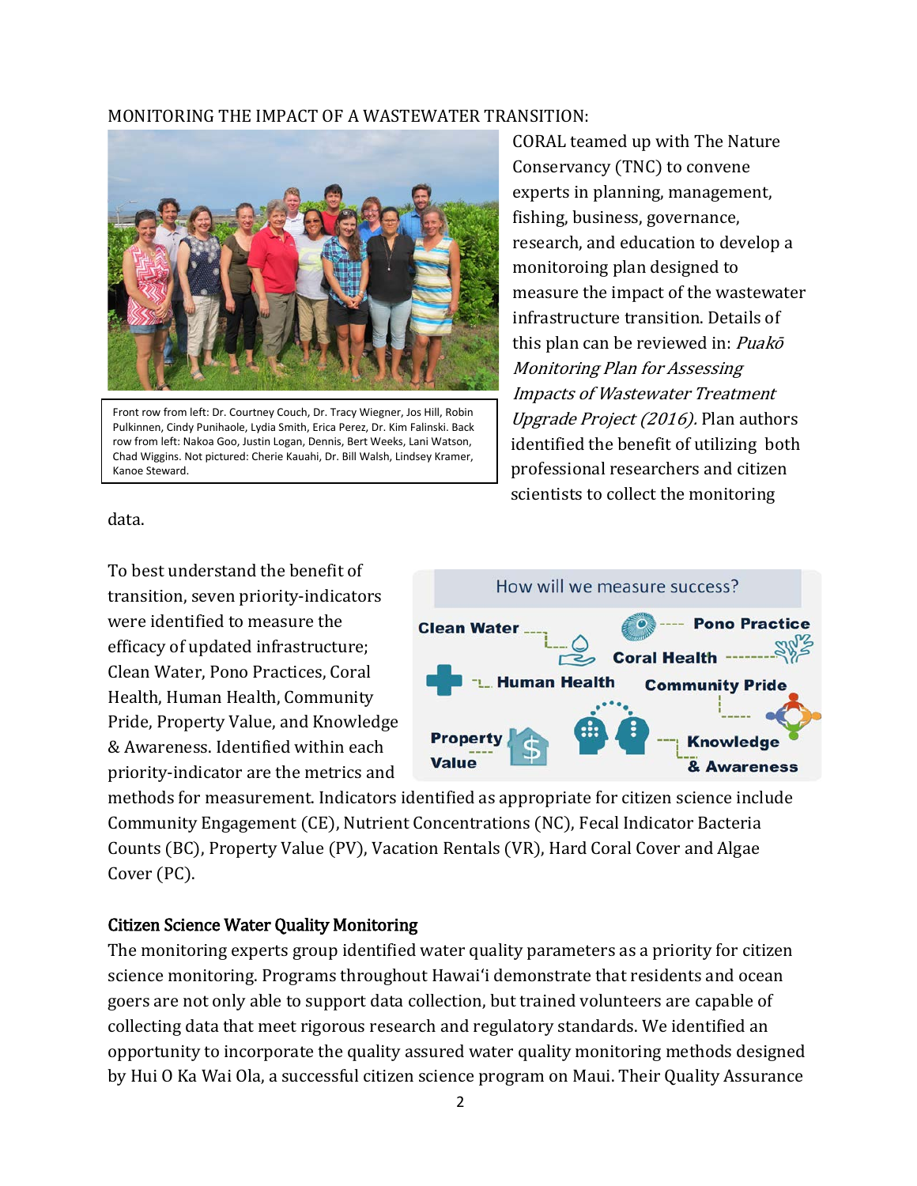MONITORING THE IMPACT OF A WASTEWATER TRANSITION:

Front row from left: Dr. Courtney Couch, Dr. Tracy Wiegner, Jos Hill, Robin Pulkinnen, Cindy Punihaole, Lydia Smith, Erica Perez, Dr. Kim Falinski. Back row from left: Nakoa Goo, Justin Logan, Dennis, Bert Weeks, Lani Watson, Chad Wiggins. Not pictured: Cherie Kauahi, Dr. Bill Walsh, Lindsey Kramer, Kanoe Steward.

CORAL teamed up with The Nature Conservancy (TNC) to convene experts in planning, management, fishing, business, governance, research, and education to develop a monitoroing plan designed to measure the impact of the wastewater infrastructure transition. Details of this plan can be reviewed in: *Puakō Monitoring Plan for Assessing Impacts of Wastewater Treatment Upgrade Project (2016).* Plan authors identified the benefit of utilizing both professional researchers and citizen scientists to collect the monitoring data.

How will we measure success?

Clean Water, Pono Practice, Coral Health, Human Health, Community Pride, Property Value, Knowledge & Awareness

To best understand the benefit of transition, seven priority-indicators were identified to measure the efficacy of updated infrastructure; Clean Water, Pono Practices, Coral Health, Human Health, Community Pride, Property Value, and Knowledge & Awareness. Identified within each priority-indicator are the metrics and methods for measurement. Indicators identified as appropriate for citizen science include Community Engagement (CE), Nutrient Concentrations (NC), Fecal Indicator Bacteria Counts (BC), Property Value (PV), Vacation Rentals (VR), Hard Coral Cover and Algae Cover (PC).

## Citizen Science Water Quality Monitoring

The monitoring experts group identified water quality parameters as a priority for citizen science monitoring. Programs throughout Hawaiʻi demonstrate that residents and ocean goers are not only able to support data collection, but trained volunteers are capable of collecting data that meet rigorous research and regulatory standards. We identified an opportunity to incorporate the quality assured water quality monitoring methods designed by Hui O Ka Wai Ola, a successful citizen science program on Maui. Their Quality Assurance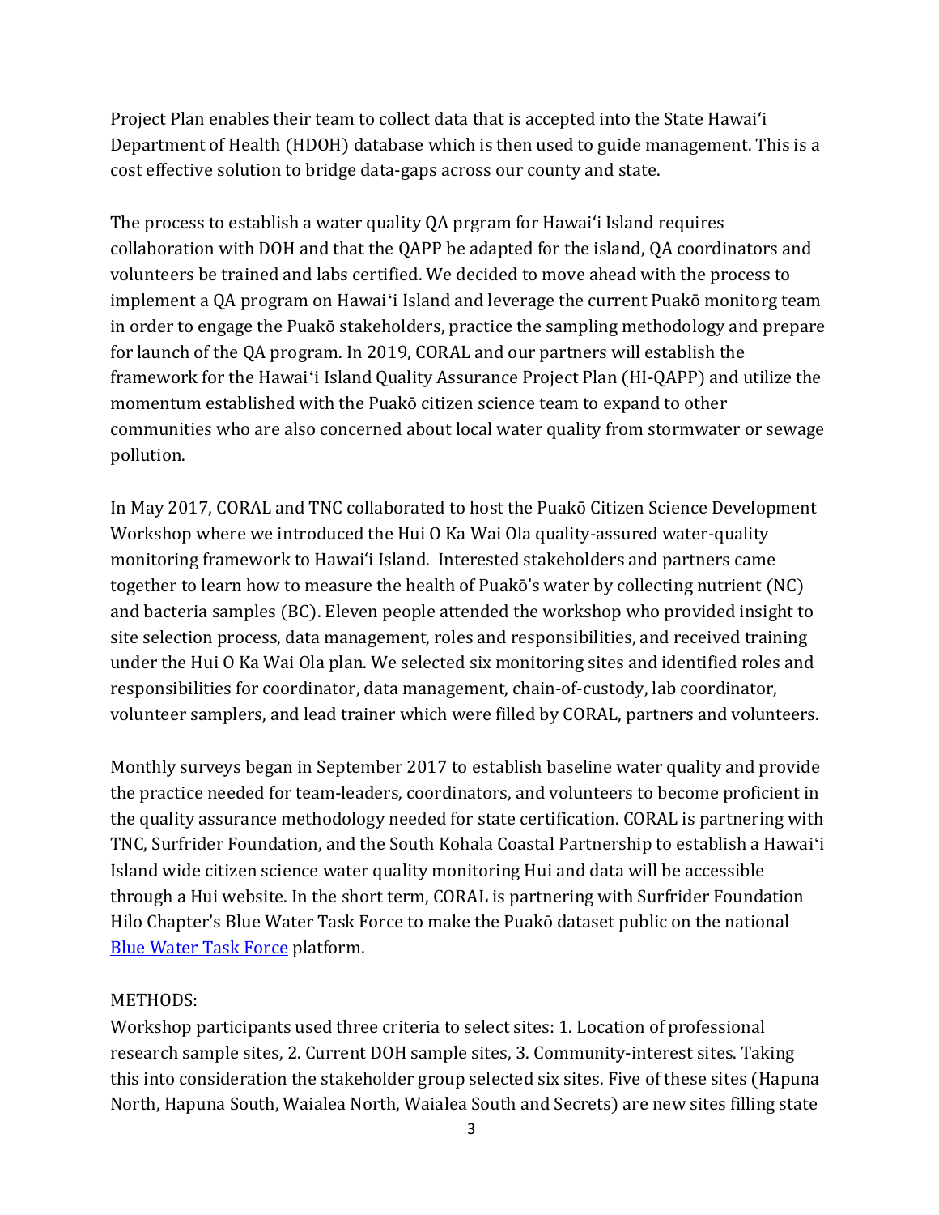Project Plan enables their team to collect data that is accepted into the State Hawaiʻi Department of Health (HDOH) database which is then used to guide management. This is a cost effective solution to bridge data-gaps across our county and state.

The process to establish a water quality QA prgram for Hawaiʻi Island requires collaboration with DOH and that the QAPP be adapted for the island, QA coordinators and volunteers be trained and labs certified. We decided to move ahead with the process to implement a QA program on Hawaiʻi Island and leverage the current Puakō monitorg team in order to engage the Puakō stakeholders, practice the sampling methodology and prepare for launch of the QA program. In 2019, CORAL and our partners will establish the framework for the Hawaiʻi Island Quality Assurance Project Plan (HI-QAPP) and utilize the momentum established with the Puakō citizen science team to expand to other communities who are also concerned about local water quality from stormwater or sewage pollution.

In May 2017, CORAL and TNC collaborated to host the Puakō Citizen Science Development Workshop where we introduced the Hui O Ka Wai Ola quality-assured water-quality monitoring framework to Hawaiʻi Island. Interested stakeholders and partners came together to learn how to measure the health of Puakō's water by collecting nutrient (NC) and bacteria samples (BC). Eleven people attended the workshop who provided insight to site selection process, data management, roles and responsibilities, and received training under the Hui O Ka Wai Ola plan. We selected six monitoring sites and identified roles and responsibilities for coordinator, data management, chain-of-custody, lab coordinator, volunteer samplers, and lead trainer which were filled by CORAL, partners and volunteers.

Monthly surveys began in September 2017 to establish baseline water quality and provide the practice needed for team-leaders, coordinators, and volunteers to become proficient in the quality assurance methodology needed for state certification. CORAL is partnering with TNC, Surfrider Foundation, and the South Kohala Coastal Partnership to establish a Hawaiʻi Island wide citizen science water quality monitoring Hui and data will be accessible through a Hui website. In the short term, CORAL is partnering with Surfrider Foundation Hilo Chapter's Blue Water Task Force to make the Puakō dataset public on the national Blue Water Task Force platform.

METHODS:

Workshop participants used three criteria to select sites: 1. Location of professional research sample sites, 2. Current DOH sample sites, 3. Community-interest sites. Taking this into consideration the stakeholder group selected six sites. Five of these sites (Hapuna North, Hapuna South, Waialea North, Waialea South and Secrets) are new sites filling state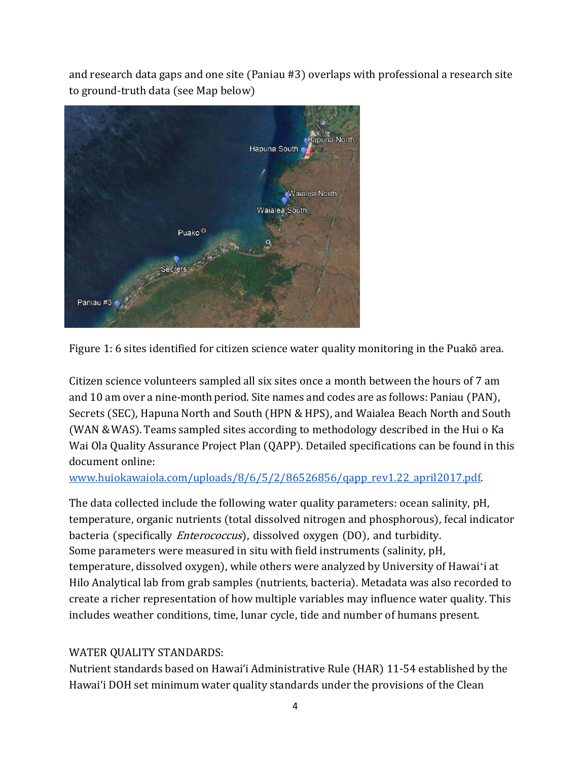and research data gaps and one site (Paniau #3) overlaps with professional a research site to ground-truth data (see Map below)

Figure 1: 6 sites identified for citizen science water quality monitoring in the Puakō area.

Citizen science volunteers sampled all six sites once a month between the hours of 7 am and 10 am over a nine-month period. Site names and codes are as follows: Paniau (PAN), Secrets (SEC), Hapuna North and South (HPN & HPS), and Waialea Beach North and South (WAN & WAS). Teams sampled sites according to methodology described in the Hui o Ka Wai Ola Quality Assurance Project Plan (QAPP). Detailed specifications can be found in this document online:
[www.huiokawaiola.com/uploads/8/6/5/2/86526856/qapp_rev1.22_april2017.pdf](http://www.huiokawaiola.com/uploads/8/6/5/2/86526856/qapp_rev1.22_april2017.pdf).

The data collected include the following water quality parameters: ocean salinity, pH, temperature, organic nutrients (total dissolved nitrogen and phosphorous), fecal indicator bacteria (specifically *Enterococcus*), dissolved oxygen (DO), and turbidity.
Some parameters were measured in situ with field instruments (salinity, pH, temperature, dissolved oxygen), while others were analyzed by University of Hawaiʻi at Hilo Analytical lab from grab samples (nutrients, bacteria). Metadata was also recorded to create a richer representation of how multiple variables may influence water quality. This includes weather conditions, time, lunar cycle, tide and number of humans present.

WATER QUALITY STANDARDS:
Nutrient standards based on Hawaiʻi Administrative Rule (HAR) 11-54 established by the Hawaiʻi DOH set minimum water quality standards under the provisions of the Clean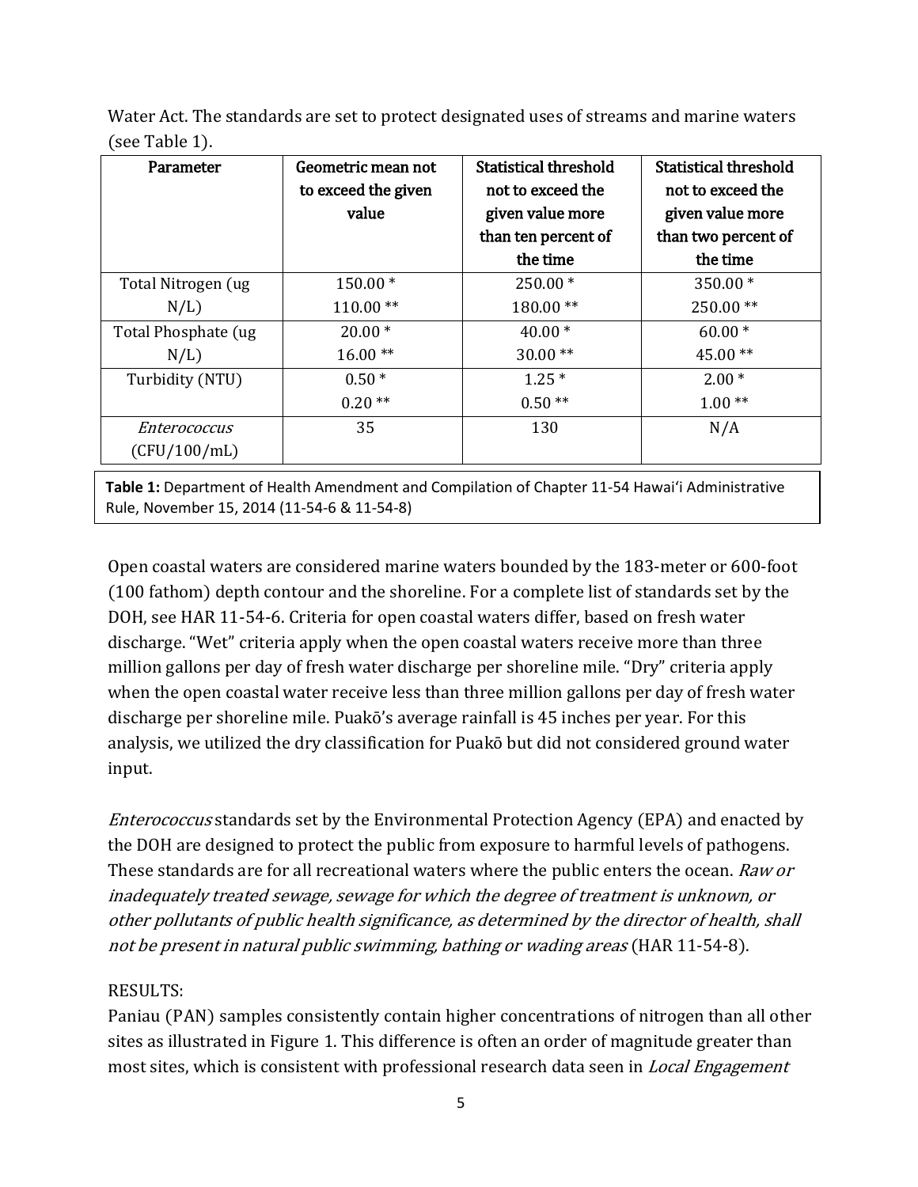Water Act. The standards are set to protect designated uses of streams and marine waters (see Table 1).

| Parameter | Geometric mean not to exceed the given value | Statistical threshold not to exceed the given value more than ten percent of the time | Statistical threshold not to exceed the given value more than two percent of the time |
|---|---|---|---|
| Total Nitrogen (ug N/L) | 150.00 * <br> 110.00 ** | 250.00 * <br> 180.00 ** | 350.00 * <br> 250.00 ** |
| Total Phosphate (ug N/L) | 20.00 * <br> 16.00 ** | 40.00 * <br> 30.00 ** | 60.00 * <br> 45.00 ** |
| Turbidity (NTU) | 0.50 * <br> 0.20 ** | 1.25 * <br> 0.50 ** | 2.00 * <br> 1.00 ** |
| *Enterococcus* (CFU/100/mL) | 35 | 130 | N/A |

**Table 1:** Department of Health Amendment and Compilation of Chapter 11-54 Hawaiʻi Administrative Rule, November 15, 2014 (11-54-6 & 11-54-8)

Open coastal waters are considered marine waters bounded by the 183-meter or 600-foot (100 fathom) depth contour and the shoreline. For a complete list of standards set by the DOH, see HAR 11-54-6. Criteria for open coastal waters differ, based on fresh water discharge. "Wet" criteria apply when the open coastal waters receive more than three million gallons per day of fresh water discharge per shoreline mile. "Dry" criteria apply when the open coastal water receive less than three million gallons per day of fresh water discharge per shoreline mile. Puakō's average rainfall is 45 inches per year. For this analysis, we utilized the dry classification for Puakō but did not considered ground water input.

*Enterococcus* standards set by the Environmental Protection Agency (EPA) and enacted by the DOH are designed to protect the public from exposure to harmful levels of pathogens. These standards are for all recreational waters where the public enters the ocean. *Raw or inadequately treated sewage, sewage for which the degree of treatment is unknown, or other pollutants of public health significance, as determined by the director of health, shall not be present in natural public swimming, bathing or wading areas* (HAR 11-54-8).

RESULTS:

Paniau (PAN) samples consistently contain higher concentrations of nitrogen than all other sites as illustrated in Figure 1. This difference is often an order of magnitude greater than most sites, which is consistent with professional research data seen in *Local Engagement*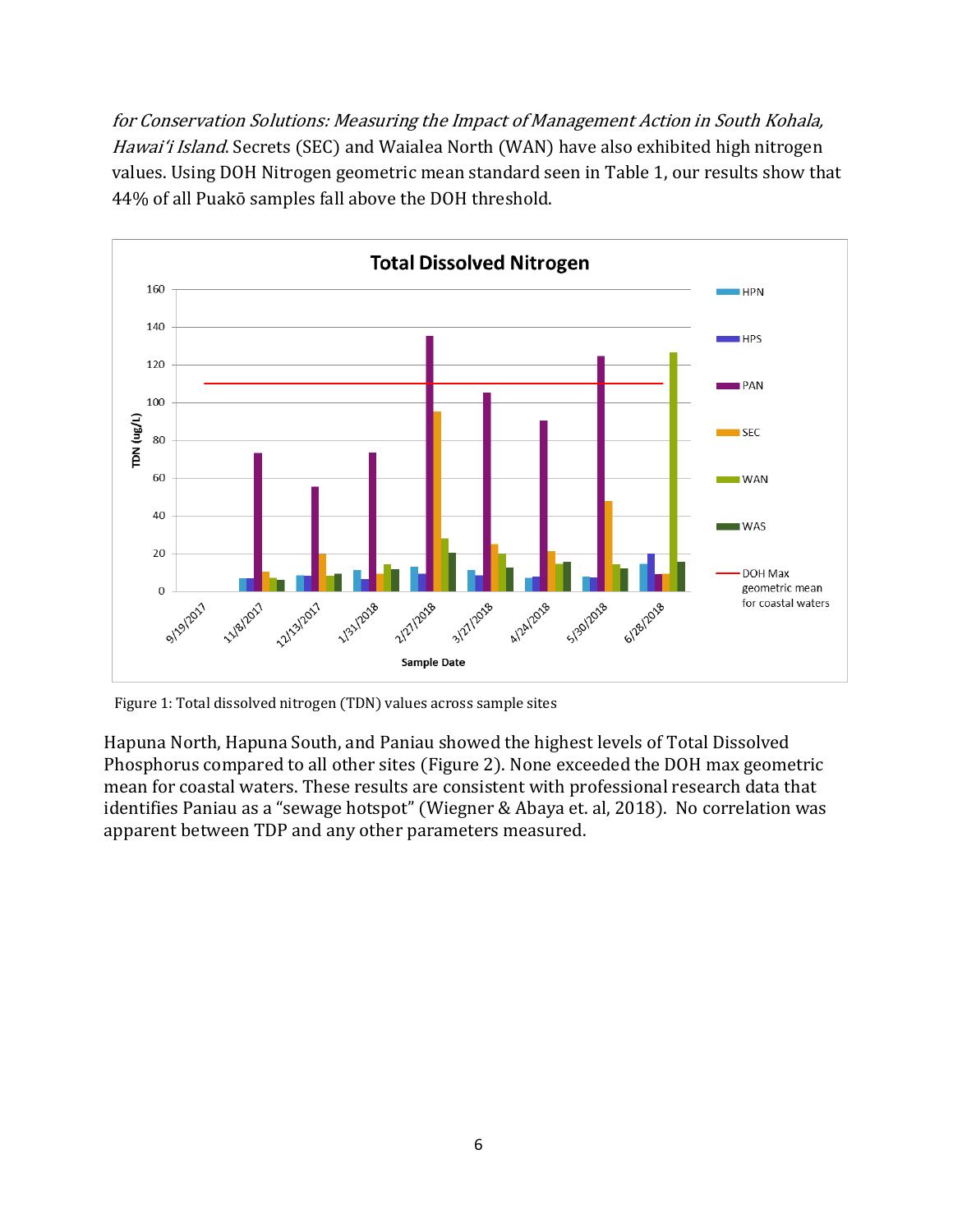*for Conservation Solutions: Measuring the Impact of Management Action in South Kohala, Hawai'i Island*. Secrets (SEC) and Waialea North (WAN) have also exhibited high nitrogen values. Using DOH Nitrogen geometric mean standard seen in Table 1, our results show that 44% of all Puakō samples fall above the DOH threshold.

Figure 1: Total dissolved nitrogen (TDN) values across sample sites

Hapuna North, Hapuna South, and Paniau showed the highest levels of Total Dissolved Phosphorus compared to all other sites (Figure 2). None exceeded the DOH max geometric mean for coastal waters. These results are consistent with professional research data that identifies Paniau as a "sewage hotspot" (Wiegner & Abaya et. al, 2018). No correlation was apparent between TDP and any other parameters measured.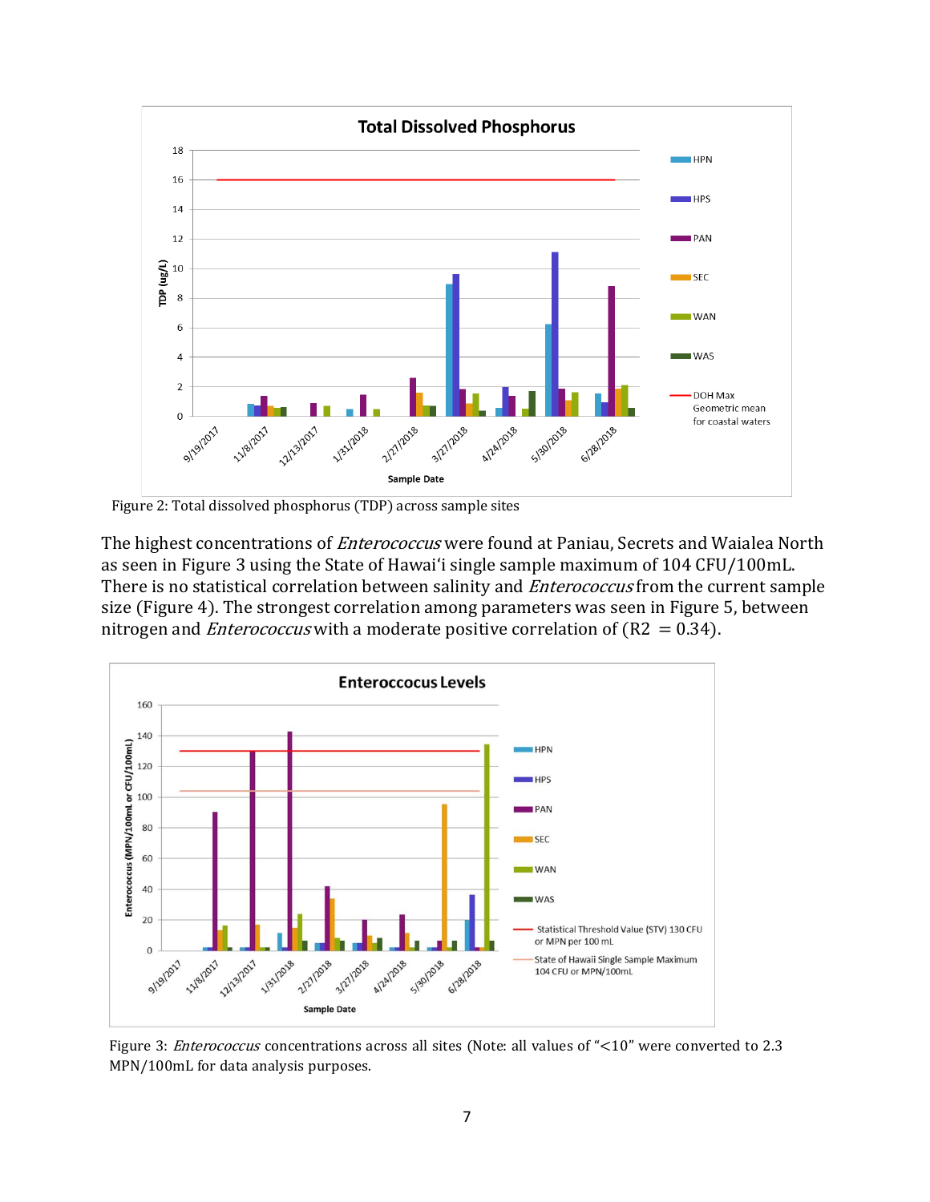Figure 2: Total dissolved phosphorus (TDP) across sample sites

The highest concentrations of *Enterococcus* were found at Paniau, Secrets and Waialea North as seen in Figure 3 using the State of Hawaiʻi single sample maximum of 104 CFU/100mL. There is no statistical correlation between salinity and *Enterococcus* from the current sample size (Figure 4). The strongest correlation among parameters was seen in Figure 5, between nitrogen and *Enterococcus* with a moderate positive correlation of ($R2 = 0.34$).

Figure 3: *Enterococcus* concentrations across all sites (Note: all values of "<10" were converted to 2.3 MPN/100mL for data analysis purposes.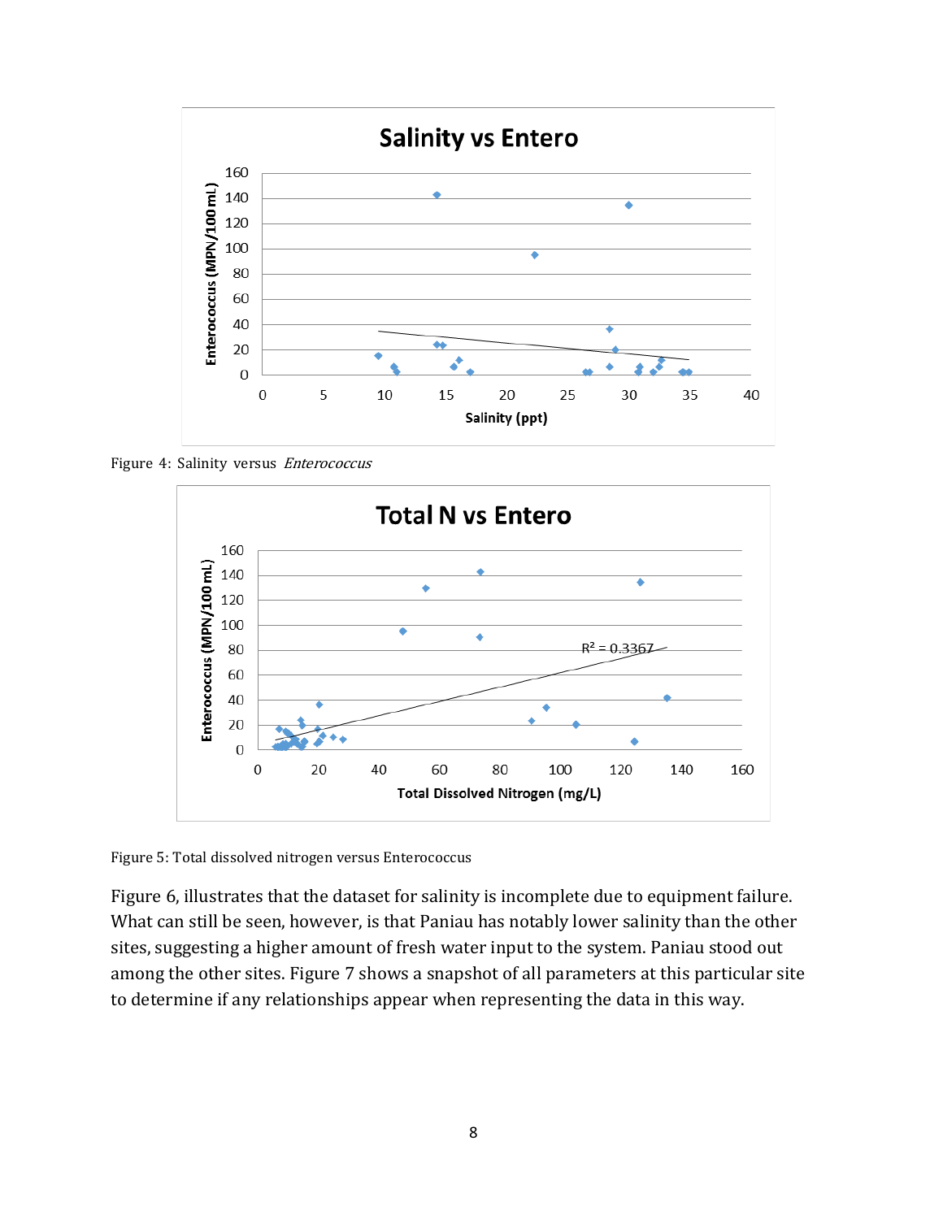Figure 4: Salinity versus *Enterococcus*

Figure 5: Total dissolved nitrogen versus Enterococcus

Figure 6, illustrates that the dataset for salinity is incomplete due to equipment failure. What can still be seen, however, is that Paniau has notably lower salinity than the other sites, suggesting a higher amount of fresh water input to the system. Paniau stood out among the other sites. Figure 7 shows a snapshot of all parameters at this particular site to determine if any relationships appear when representing the data in this way.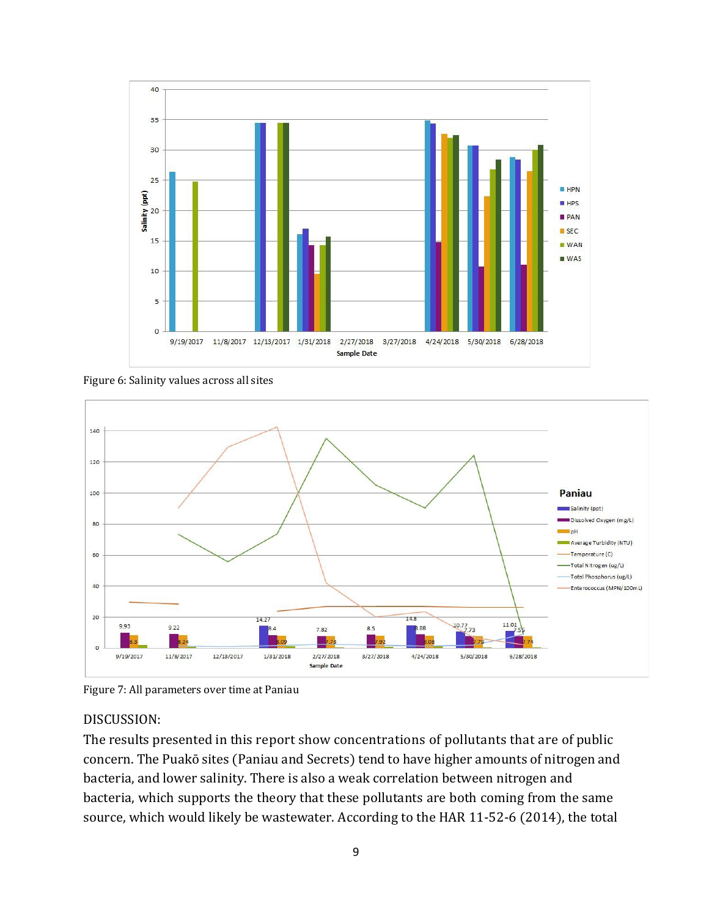Figure 6: Salinity values across all sites

Figure 7: All parameters over time at Paniau

DISCUSSION:

The results presented in this report show concentrations of pollutants that are of public concern. The Puakō sites (Paniau and Secrets) tend to have higher amounts of nitrogen and bacteria, and lower salinity. There is also a weak correlation between nitrogen and bacteria, which supports the theory that these pollutants are both coming from the same source, which would likely be wastewater. According to the HAR 11-52-6 (2014), the total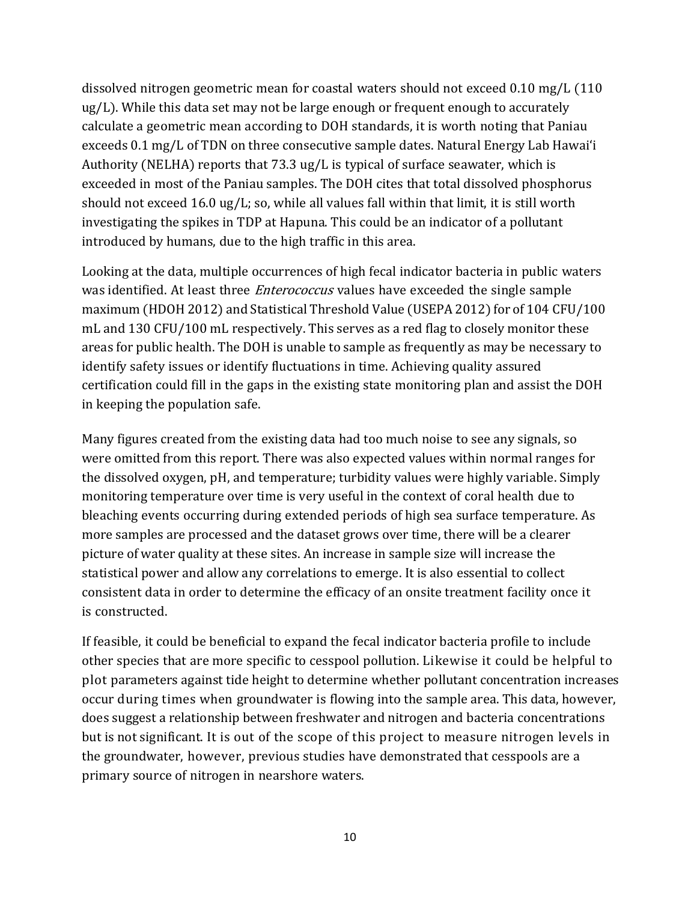dissolved nitrogen geometric mean for coastal waters should not exceed 0.10 mg/L (110 ug/L). While this data set may not be large enough or frequent enough to accurately calculate a geometric mean according to DOH standards, it is worth noting that Paniau exceeds 0.1 mg/L of TDN on three consecutive sample dates. Natural Energy Lab Hawai'i Authority (NELHA) reports that 73.3 ug/L is typical of surface seawater, which is exceeded in most of the Paniau samples. The DOH cites that total dissolved phosphorus should not exceed 16.0 ug/L; so, while all values fall within that limit, it is still worth investigating the spikes in TDP at Hapuna. This could be an indicator of a pollutant introduced by humans, due to the high traffic in this area.

Looking at the data, multiple occurrences of high fecal indicator bacteria in public waters was identified. At least three *Enterococcus* values have exceeded the single sample maximum (HDOH 2012) and Statistical Threshold Value (USEPA 2012) for of 104 CFU/100 mL and 130 CFU/100 mL respectively. This serves as a red flag to closely monitor these areas for public health. The DOH is unable to sample as frequently as may be necessary to identify safety issues or identify fluctuations in time. Achieving quality assured certification could fill in the gaps in the existing state monitoring plan and assist the DOH in keeping the population safe.

Many figures created from the existing data had too much noise to see any signals, so were omitted from this report. There was also expected values within normal ranges for the dissolved oxygen, pH, and temperature; turbidity values were highly variable. Simply monitoring temperature over time is very useful in the context of coral health due to bleaching events occurring during extended periods of high sea surface temperature. As more samples are processed and the dataset grows over time, there will be a clearer picture of water quality at these sites. An increase in sample size will increase the statistical power and allow any correlations to emerge. It is also essential to collect consistent data in order to determine the efficacy of an onsite treatment facility once it is constructed.

If feasible, it could be beneficial to expand the fecal indicator bacteria profile to include other species that are more specific to cesspool pollution. Likewise it could be helpful to plot parameters against tide height to determine whether pollutant concentration increases occur during times when groundwater is flowing into the sample area. This data, however, does suggest a relationship between freshwater and nitrogen and bacteria concentrations but is not significant. It is out of the scope of this project to measure nitrogen levels in the groundwater, however, previous studies have demonstrated that cesspools are a primary source of nitrogen in nearshore waters.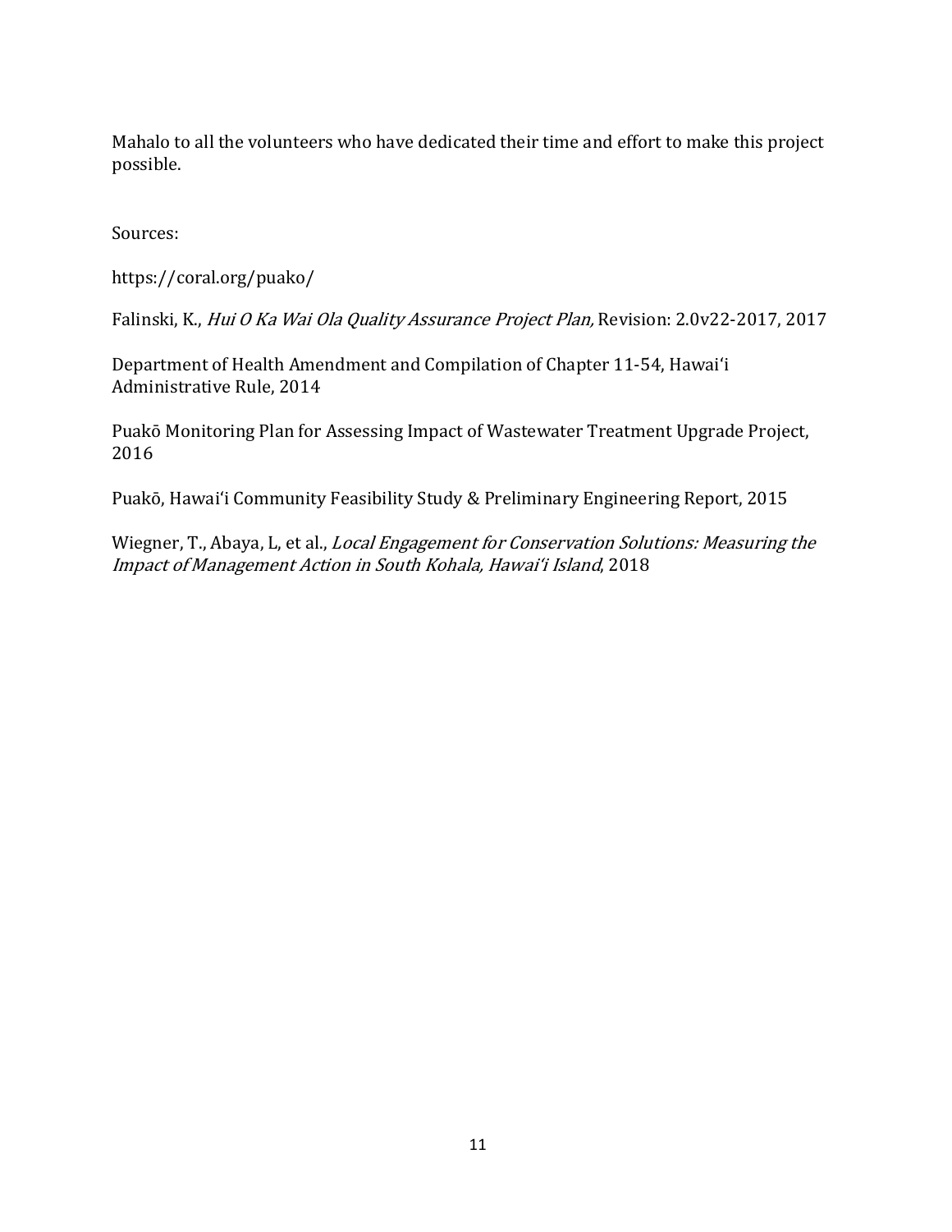Mahalo to all the volunteers who have dedicated their time and effort to make this project possible.

Sources:

https://coral.org/puako/

Falinski, K., *Hui O Ka Wai Ola Quality Assurance Project Plan,* Revision: 2.0v22-2017, 2017

Department of Health Amendment and Compilation of Chapter 11-54, Hawaiʻi Administrative Rule, 2014

Puakō Monitoring Plan for Assessing Impact of Wastewater Treatment Upgrade Project, 2016

Puakō, Hawaiʻi Community Feasibility Study & Preliminary Engineering Report, 2015

Wiegner, T., Abaya, L, et al., *Local Engagement for Conservation Solutions: Measuring the Impact of Management Action in South Kohala, Hawaiʻi Island*, 2018